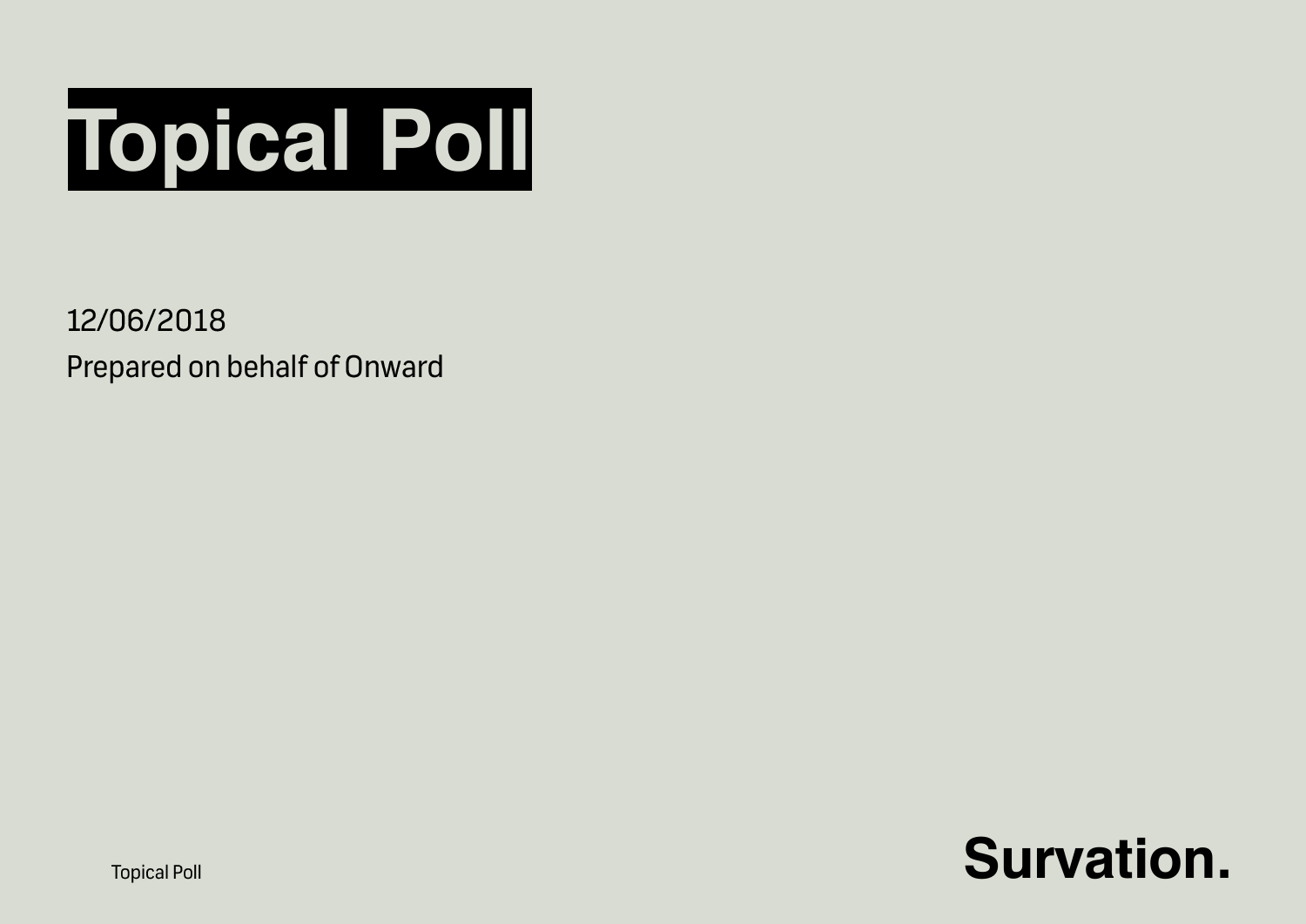# Topical Poll

12/06/2018

Prepared on behalf of Onward

Survation.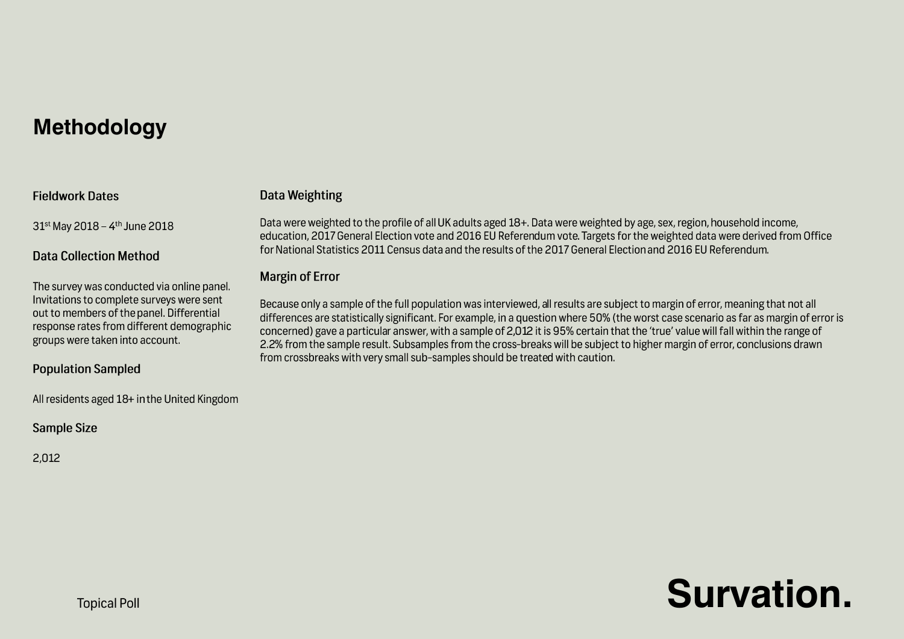# Methodology

### Fieldwork Dates

31st May 2018 – 4th June 2018

### Data Collection Method

The survey was conducted via online panel. Invitations to complete surveys were sent out to members of the panel. Differential response rates from different demographic groups were taken into account.

### Population Sampled

All residents aged 18+ in the United Kingdom

### Sample Size

2,012

### Data Weighting

Data were weighted to the profile of all UK adults aged 18+. Data were weighted by age, sex, region, household income, education, 2017 General Election vote and 2016 EU Referendum vote. Targets for the weighted data were derived from Office for National Statistics 2011 Census data and the results of the 2017 General Election and 2016 EU Referendum.

### Margin of Error

Because only a sample of the full population was interviewed, all results are subject to margin of error, meaning that not all differences are statistically significant. For example, in a question where 50% (the worst case scenario as far as margin of error is concerned) gave a particular answer, with a sample of 2,012 it is 95% certain that the 'true' value will fall within the range of 2.2% from the sample result. Subsamples from the cross-breaks will be subject to higher margin of error, conclusions drawn from crossbreaks with very small sub-samples should be treated with caution.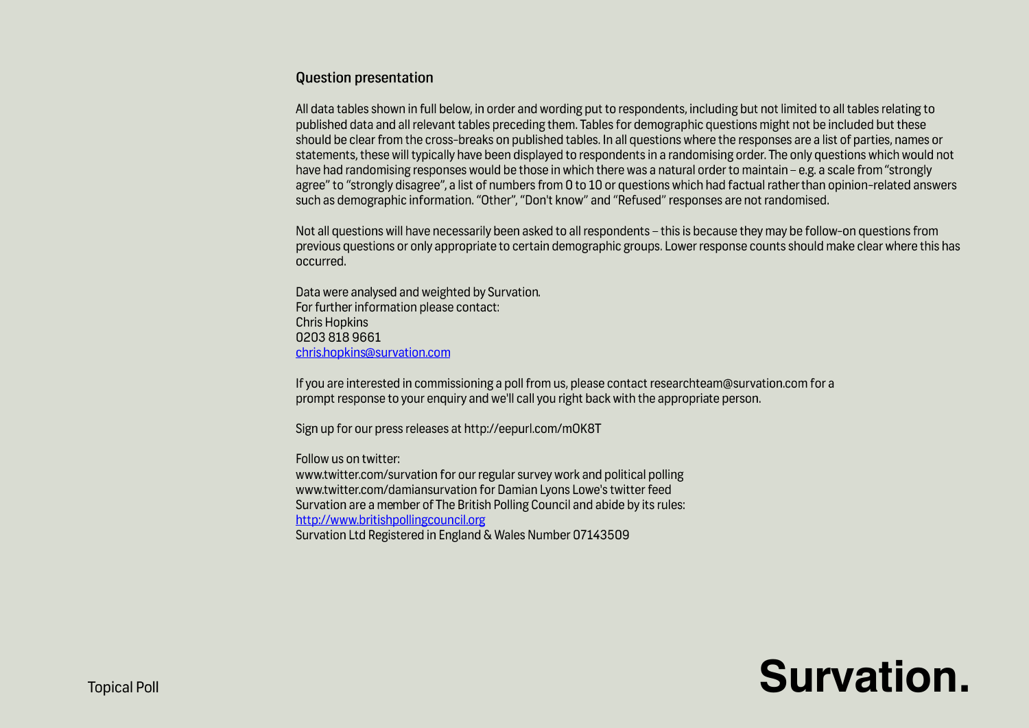## Question presentation

All data tables shown in full below, in order and wording put to respondents, including but not limited to all tables relating to published data and all relevant tables preceding them. Tables for demographic questions might not be included but these should be clear from the cross-breaks on published tables. In all questions where the responses are a list of parties, names or statements, these will typically have been displayed to respondents in a randomising order. The only questions which would not have had randomising responses would be those in which there was a natural order to maintain – e.g. a scale from "strongly agree" to "strongly disagree", a list of numbers from 0 to 10 or questions which had factual rather than opinion-related answers such as demographic information. "Other", "Don't know" and "Refused" responses are not randomised.

Not all questions will have necessarily been asked to all respondents – this is because they may be follow-on questions from previous questions or only appropriate to certain demographic groups. Lower response counts should make clear where this has occurred.

Data were analysed and weighted by Survation.
For further information please contact:
Chris Hopkins
0203 818 9661
chris.hopkins@survation.com

If you are interested in commissioning a poll from us, please contact researchteam@survation.com for a prompt response to your enquiry and we'll call you right back with the appropriate person.

Sign up for our press releases at http://eepurl.com/mOK8T

Follow us on twitter:
www.twitter.com/survation for our regular survey work and political polling
www.twitter.com/damiansurvation for Damian Lyons Lowe's twitter feed
Survation are a member of The British Polling Council and abide by its rules:
http://www.britishpollingcouncil.org
Survation Ltd Registered in England & Wales Number 07143509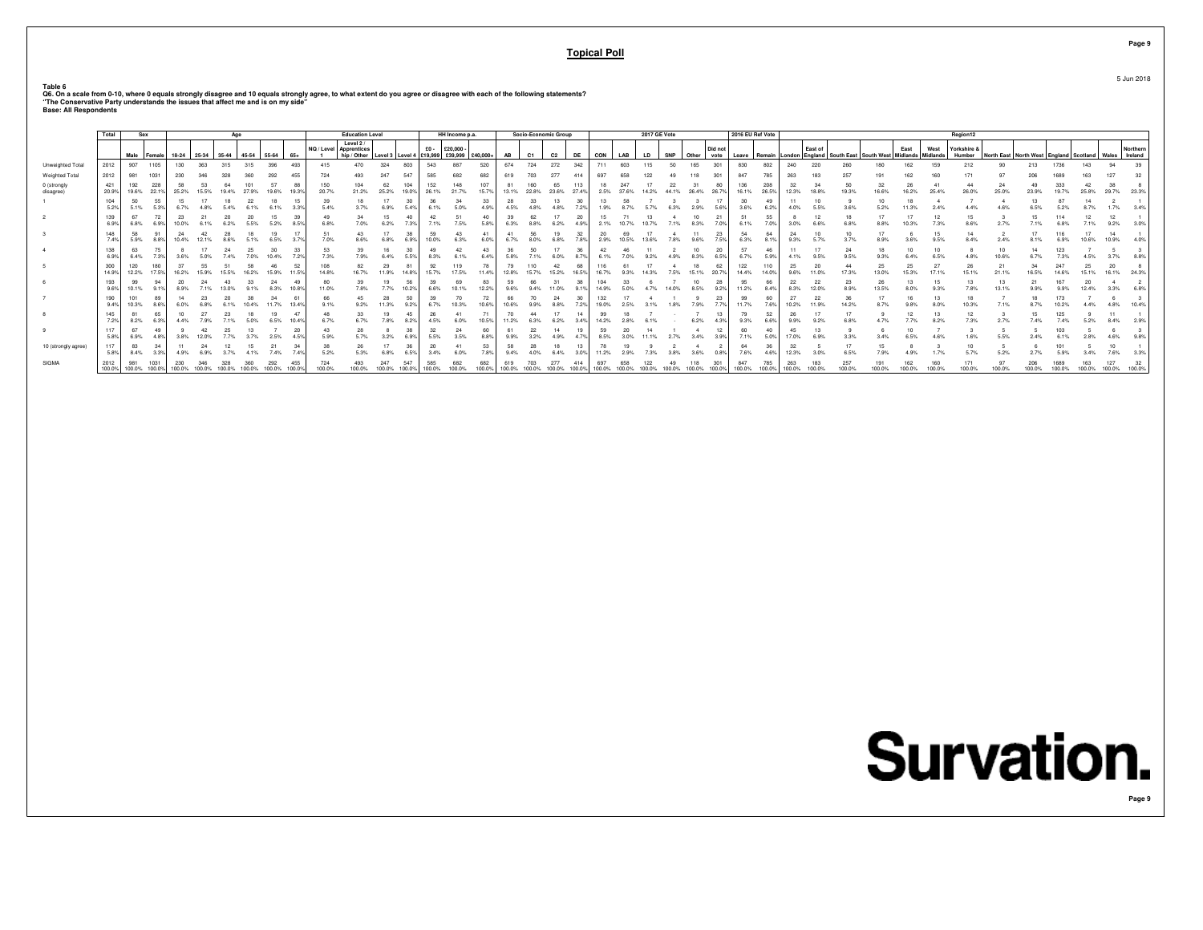Table 6

Q6. On a scale from 0-10, where 0 equals strongly disagree and 10 equals strongly agree, to what extent do you agree or disagree with each of the following statements?

"The Conservative Party understands the issues that affect me and is on my side"

Base: All Respondents

| | Total | Sex | | Age | | | | | | Education Level | | | | HH Income p.a. | | | Socio-Economic Group | | | | 2017 GE Vote | | | | | | 2016 EU Ref Vote | | Region12 | | | | | | | | | | | | | |
|---|---|---|---|---|---|---|---|---|---|---|---|---|---|---|---|---|---|---|---|---|---|---|---|---|---|---|---|---|---|---|---|---|---|---|---|---|---|---|---|---|---|---|
| | | Male | Female | 18-24 | 25-34 | 35-44 | 45-54 | 55-64 | 65+ | NQ / Level 1 | Level 2 / Apprentices hip / Other | Level 3 | Level 4 | £0 - £19,999 | £20,000 - £39,999 | £40,000+ | AB | C1 | C2 | DE | CON | LAB | LD | SNP | Other | Did not vote | Leave | Remain | London | East of England | South East | South West | East Midlands | West Midlands | Yorkshire & Humber | North East | North West | England | Scotland | Wales | Northern Ireland |
| Unweighted Total | 2012 | 907 | 1105 | 130 | 363 | 315 | 315 | 396 | 493 | 415 | 470 | 324 | 803 | 543 | 887 | 520 | 674 | 724 | 272 | 342 | 711 | 603 | 115 | 50 | 165 | 301 | 830 | 802 | 240 | 220 | 260 | 180 | 162 | 159 | 212 | 90 | 213 | 1736 | 143 | 94 | 39 |
| Weighted Total | 2012 | 981 | 1031 | 230 | 346 | 328 | 360 | 292 | 455 | 724 | 493 | 247 | 547 | 585 | 682 | 682 | 619 | 703 | 277 | 414 | 697 | 658 | 122 | 49 | 118 | 301 | 847 | 785 | 263 | 183 | 257 | 191 | 162 | 160 | 171 | 97 | 206 | 1689 | 163 | 127 | 32 |
| 0 (strongly disagree) | 421 | 192 | 228 | 58 | 53 | 64 | 101 | 57 | 88 | 150 | 104 | 62 | 104 | 152 | 148 | 107 | 81 | 160 | 65 | 113 | 18 | 247 | 17 | 22 | 31 | 80 | 136 | 208 | 32 | 34 | 50 | 32 | 26 | 41 | 44 | 24 | 49 | 333 | 42 | 38 | 8 |
| | 20.9% | 19.6% | 22.1% | 25.2% | 15.5% | 19.4% | 27.9% | 19.6% | 19.3% | 20.7% | 21.2% | 25.2% | 19.0% | 26.1% | 21.7% | 15.7% | 13.1% | 22.8% | 23.6% | 27.4% | 2.5% | 37.6% | 14.2% | 44.1% | 26.4% | 26.7% | 16.1% | 26.5% | 12.3% | 18.8% | 19.3% | 16.6% | 16.2% | 25.4% | 26.0% | 25.0% | 23.9% | 19.7% | 25.8% | 29.7% | 23.3% |
| 1 | 104 | 50 | 55 | 15 | 17 | 18 | 22 | 18 | 15 | 39 | 18 | 17 | 30 | 36 | 34 | 33 | 28 | 33 | 13 | 30 | 13 | 58 | 7 | 3 | 3 | 17 | 30 | 49 | 11 | 10 | 9 | 10 | 18 | 4 | 7 | 4 | 13 | 87 | 14 | 2 | 1 |
| | 5.2% | 5.1% | 5.3% | 6.7% | 4.8% | 5.4% | 6.1% | 6.1% | 3.3% | 5.4% | 3.7% | 6.9% | 5.4% | 6.1% | 5.0% | 4.9% | 4.5% | 4.8% | 4.8% | 7.2% | 1.9% | 8.7% | 5.7% | 6.3% | 2.9% | 5.6% | 3.6% | 6.2% | 4.0% | 5.5% | 3.6% | 5.2% | 11.3% | 2.4% | 4.4% | 4.6% | 6.5% | 5.2% | 8.7% | 1.7% | 3.4% |
| 2 | 139 | 67 | 72 | 23 | 21 | 20 | 20 | 15 | 39 | 49 | 34 | 15 | 40 | 42 | 51 | 40 | 39 | 62 | 17 | 20 | 15 | 71 | 13 | 4 | 10 | 21 | 51 | 55 | 8 | 12 | 18 | 17 | 17 | 12 | 15 | 3 | 15 | 114 | 12 | 12 | 1 |
| | 6.9% | 6.8% | 6.9% | 10.0% | 6.1% | 6.2% | 5.5% | 5.2% | 8.5% | 6.8% | 7.0% | 6.2% | 7.3% | 7.1% | 7.5% | 5.8% | 6.3% | 8.8% | 6.2% | 4.9% | 2.1% | 10.7% | 10.7% | 7.1% | 8.3% | 7.0% | 6.1% | 7.0% | 3.0% | 6.6% | 6.8% | 8.8% | 10.3% | 7.3% | 8.6% | 2.7% | 7.1% | 6.8% | 7.1% | 9.2% | 3.0% |
| 3 | 148 | 58 | 91 | 24 | 42 | 28 | 18 | 19 | 17 | 51 | 43 | 17 | 38 | 59 | 43 | 41 | 41 | 56 | 19 | 32 | 20 | 69 | 17 | 4 | 11 | 23 | 54 | 64 | 24 | 10 | 10 | 17 | 6 | 15 | 14 | 2 | 17 | 116 | 17 | 14 | 1 |
| | 7.4% | 5.9% | 8.8% | 10.4% | 12.1% | 8.6% | 5.1% | 6.5% | 3.7% | 7.0% | 8.6% | 6.8% | 6.9% | 10.0% | 6.3% | 6.0% | 6.7% | 8.0% | 6.8% | 7.8% | 2.9% | 10.5% | 13.6% | 7.8% | 9.6% | 7.5% | 6.3% | 8.1% | 9.3% | 5.7% | 3.7% | 8.9% | 3.6% | 9.5% | 8.4% | 2.4% | 8.1% | 6.9% | 10.6% | 10.9% | 4.0% |
| 4 | 138 | 63 | 75 | 8 | 17 | 24 | 25 | 30 | 33 | 53 | 39 | 16 | 30 | 49 | 42 | 43 | 36 | 50 | 17 | 36 | 42 | 46 | 11 | 2 | 10 | 20 | 57 | 46 | 11 | 17 | 24 | 18 | 10 | 10 | 8 | 10 | 14 | 123 | 7 | 5 | 3 |
| | 6.9% | 6.4% | 7.3% | 3.6% | 5.0% | 7.4% | 7.0% | 10.4% | 7.2% | 7.3% | 7.9% | 6.4% | 5.5% | 8.3% | 6.1% | 6.4% | 5.8% | 7.1% | 6.0% | 8.7% | 6.1% | 7.0% | 9.2% | 4.9% | 8.3% | 6.5% | 6.7% | 5.9% | 4.1% | 9.5% | 9.5% | 9.3% | 6.4% | 6.5% | 4.8% | 10.6% | 6.7% | 7.3% | 4.5% | 3.7% | 8.8% |
| 5 | 300 | 120 | 180 | 37 | 55 | 51 | 58 | 46 | 52 | 108 | 82 | 29 | 81 | 92 | 119 | 78 | 79 | 110 | 42 | 68 | 116 | 61 | 17 | 4 | 18 | 62 | 122 | 110 | 25 | 20 | 44 | 25 | 25 | 27 | 26 | 21 | 34 | 247 | 25 | 20 | 8 |
| | 14.9% | 12.2% | 17.5% | 16.2% | 15.9% | 15.5% | 16.2% | 15.9% | 11.5% | 14.8% | 16.7% | 11.9% | 14.8% | 15.7% | 17.5% | 11.4% | 12.8% | 15.7% | 15.2% | 16.5% | 16.7% | 9.3% | 14.3% | 7.5% | 15.1% | 20.7% | 14.4% | 14.0% | 9.6% | 11.0% | 17.3% | 13.0% | 15.3% | 17.1% | 15.1% | 21.1% | 16.5% | 14.6% | 15.1% | 16.1% | 24.3% |
| 6 | 193 | 99 | 94 | 20 | 24 | 43 | 33 | 24 | 49 | 80 | 39 | 19 | 56 | 39 | 69 | 83 | 59 | 66 | 31 | 38 | 104 | 33 | 6 | 7 | 10 | 28 | 95 | 66 | 22 | 22 | 23 | 26 | 13 | 15 | 13 | 13 | 21 | 167 | 20 | 4 | 2 |
| | 9.6% | 10.1% | 9.1% | 8.9% | 7.1% | 13.0% | 9.1% | 8.3% | 10.8% | 11.0% | 7.8% | 7.7% | 10.2% | 6.6% | 10.1% | 12.2% | 9.6% | 9.4% | 11.0% | 9.1% | 14.9% | 5.0% | 4.7% | 14.0% | 8.5% | 9.2% | 11.2% | 8.4% | 8.3% | 12.0% | 8.9% | 13.5% | 8.0% | 9.3% | 7.8% | 13.1% | 9.9% | 9.9% | 12.4% | 3.3% | 6.8% |
| 7 | 190 | 101 | 89 | 14 | 23 | 20 | 38 | 34 | 61 | 66 | 45 | 28 | 50 | 39 | 70 | 72 | 66 | 70 | 24 | 30 | 132 | 17 | 4 | 1 | 9 | 23 | 99 | 60 | 27 | 22 | 36 | 17 | 16 | 13 | 18 | 7 | 18 | 173 | 7 | 6 | 3 |
| | 9.4% | 10.3% | 8.6% | 6.0% | 6.8% | 6.1% | 10.4% | 11.7% | 13.4% | 9.1% | 9.2% | 11.3% | 9.2% | 6.7% | 10.3% | 10.6% | 10.6% | 9.9% | 8.8% | 7.2% | 19.0% | 2.5% | 3.1% | 1.8% | 7.9% | 7.7% | 11.7% | 7.6% | 10.2% | 11.9% | 14.2% | 8.7% | 9.8% | 8.0% | 10.3% | 7.1% | 8.7% | 10.2% | 4.4% | 4.8% | 10.4% |
| 8 | 145 | 81 | 65 | 10 | 27 | 23 | 18 | 19 | 47 | 48 | 33 | 19 | 45 | 26 | 41 | 71 | 70 | 44 | 17 | 14 | 99 | 18 | 7 | - | 7 | 13 | 79 | 52 | 26 | 17 | 17 | 9 | 12 | 13 | 12 | 3 | 15 | 125 | 9 | 11 | 1 |
| | 7.2% | 8.2% | 6.3% | 4.4% | 7.9% | 7.1% | 5.0% | 6.5% | 10.4% | 6.7% | 6.7% | 7.8% | 8.2% | 4.5% | 6.0% | 10.5% | 11.2% | 6.3% | 6.2% | 3.4% | 14.2% | 2.8% | 6.1% | - | 6.2% | 4.3% | 9.3% | 6.6% | 9.7% | 9.2% | 6.8% | 4.7% | 7.7% | 8.2% | 7.3% | 2.7% | 7.4% | 7.4% | 5.2% | 8.4% | 2.9% |
| 9 | 117 | 67 | 49 | 9 | 42 | 25 | 13 | 7 | 20 | 43 | 28 | 8 | 38 | 32 | 24 | 60 | 61 | 22 | 14 | 19 | 59 | 20 | 14 | 1 | 4 | 12 | 60 | 40 | 45 | 13 | 9 | 6 | 10 | 7 | 3 | 5 | 5 | 103 | 5 | 6 | 3 |
| | 5.8% | 6.9% | 4.8% | 3.8% | 12.0% | 7.7% | 3.7% | 2.5% | 4.5% | 5.9% | 5.7% | 3.2% | 6.9% | 5.5% | 3.5% | 8.8% | 9.9% | 3.2% | 4.9% | 4.7% | 8.5% | 3.0% | 11.1% | 2.7% | 3.4% | 3.9% | 7.1% | 5.0% | 17.0% | 6.9% | 3.3% | 3.4% | 6.5% | 4.6% | 1.6% | 5.5% | 2.4% | 6.1% | 2.8% | 4.6% | 9.8% |
| 10 (strongly agree) | 117 | 83 | 34 | 11 | 24 | 12 | 15 | 21 | 34 | 38 | 26 | 17 | 36 | 20 | 41 | 53 | 58 | 28 | 18 | 13 | 78 | 19 | 9 | 2 | 4 | 2 | 64 | 36 | 32 | 5 | 17 | 15 | 8 | 3 | 10 | 5 | 6 | 101 | 5 | 10 | 1 |
| | 5.8% | 8.4% | 3.3% | 4.9% | 6.9% | 3.7% | 4.1% | 7.4% | 7.4% | 5.2% | 5.3% | 6.8% | 6.5% | 3.4% | 6.0% | 7.8% | 9.4% | 4.0% | 6.4% | 3.0% | 11.2% | 2.9% | 7.3% | 3.8% | 3.6% | 0.8% | 7.6% | 4.6% | 12.3% | 3.0% | 6.5% | 7.9% | 4.9% | 1.7% | 5.7% | 5.2% | 2.7% | 5.9% | 3.4% | 7.6% | 3.3% |
| SIGMA | 2012 | 981 | 1031 | 230 | 346 | 328 | 360 | 292 | 455 | 724 | 493 | 247 | 547 | 585 | 682 | 682 | 619 | 703 | 277 | 414 | 697 | 658 | 122 | 49 | 118 | 301 | 847 | 785 | 263 | 183 | 257 | 191 | 162 | 160 | 171 | 97 | 206 | 1689 | 163 | 127 | 32 |
| | 100.0% | 100.0% | 100.0% | 100.0% | 100.0% | 100.0% | 100.0% | 100.0% | 100.0% | 100.0% | 100.0% | 100.0% | 100.0% | 100.0% | 100.0% | 100.0% | 100.0% | 100.0% | 100.0% | 100.0% | 100.0% | 100.0% | 100.0% | 100.0% | 100.0% | 100.0% | 100.0% | 100.0% | 100.0% | 100.0% | 100.0% | 100.0% | 100.0% | 100.0% | 100.0% | 100.0% | 100.0% | 100.0% | 100.0% | 100.0% | 100.0% |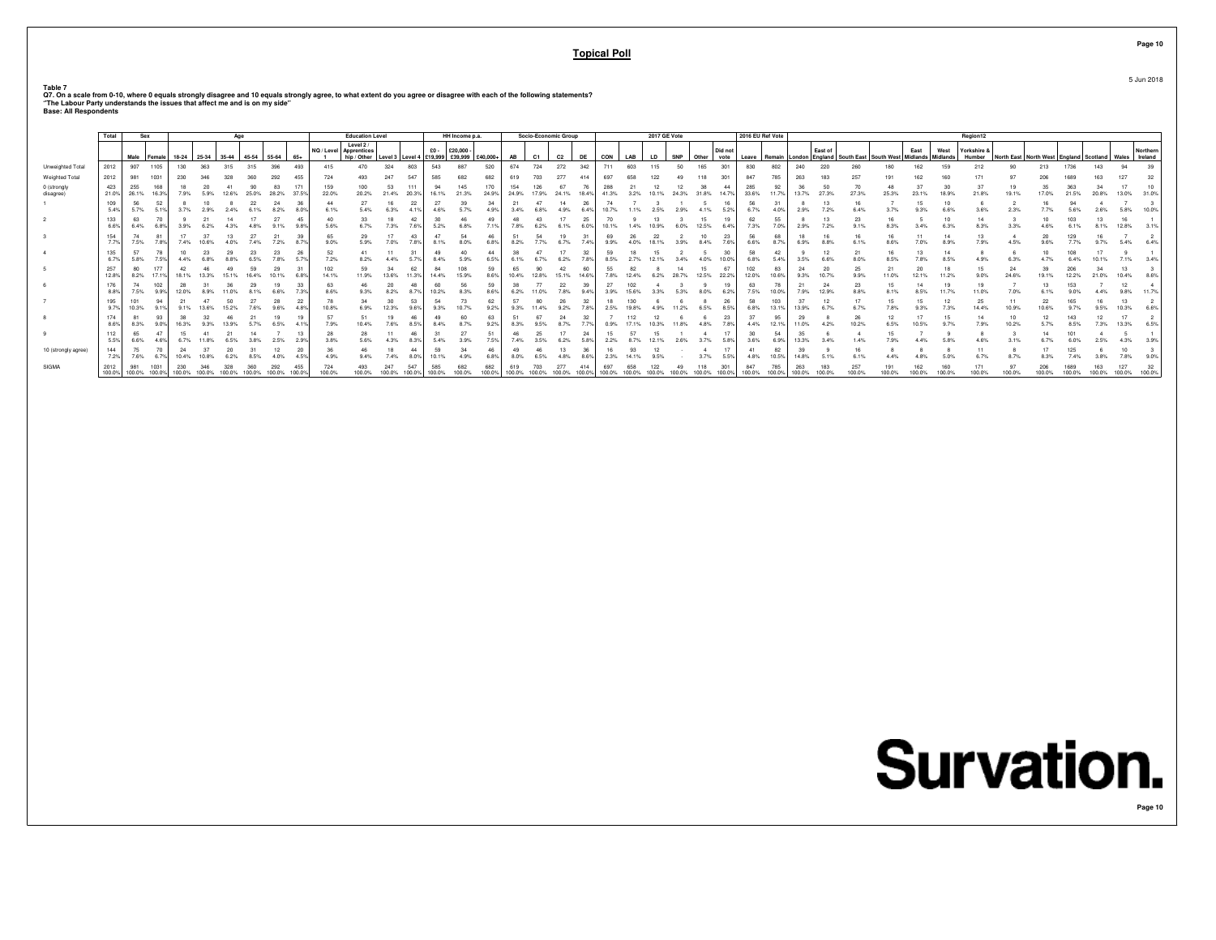# Topical Poll

5 Jun 2018

**Table 7**
**Q7. On a scale from 0-10, where 0 equals strongly disagree and 10 equals strongly agree, to what extent do you agree or disagree with each of the following statements?**
**"The Labour Party understands the issues that affect me and is on my side"**
**Base: All Respondents**

| | Total | Sex | | Age | | | | | | Education Level | | | | HH Income p.a. | | | Socio-Economic Group | | | | 2017 GE Vote | | | | | | 2016 EU Ref Vote | | Region12 | | | | | | | | | | | |
|---|---|---|---|---|---|---|---|---|---|---|---|---|---|---|---|---|---|---|---|---|---|---|---|---|---|---|---|---|---|---|---|---|---|---|---|---|---|---|---|---|
| | | Male | Female | 18-24 | 25-34 | 35-44 | 45-54 | 55-64 | 65+ | NQ / Level 1 | Level 2 / Apprenticeship / Other | Level 3 | Level 4 | £0 - £19,999 | £20,000 - £39,999 | £40,000+ | AB | C1 | C2 | DE | CON | LAB | LD | SNP | Other | Did not vote | Leave | Remain | London | East of England | South East | South West | East Midlands | West Midlands | Yorkshire & Humber | North East | North West | England | Scotland | Wales | Northern Ireland |
| Unweighted Total | 2012 | 907 | 1105 | 130 | 363 | 315 | 315 | 396 | 493 | 415 | 470 | 324 | 803 | 543 | 887 | 520 | 674 | 724 | 272 | 342 | 711 | 603 | 115 | 50 | 165 | 301 | 830 | 802 | 240 | 220 | 260 | 180 | 162 | 159 | 212 | 90 | 213 | 1736 | 143 | 94 | 39 |
| Weighted Total | 2012 | 981 | 1031 | 230 | 346 | 328 | 360 | 292 | 455 | 724 | 493 | 247 | 547 | 585 | 682 | 682 | 619 | 703 | 277 | 414 | 697 | 658 | 122 | 49 | 118 | 301 | 847 | 785 | 263 | 183 | 257 | 191 | 162 | 160 | 171 | 97 | 206 | 1689 | 163 | 127 | 32 |
| 0 (strongly disagree) | 423 | 255 | 168 | 18 | 20 | 41 | 90 | 83 | 171 | 159 | 100 | 53 | 111 | 94 | 145 | 170 | 154 | 126 | 67 | 76 | 288 | 21 | 12 | 12 | 38 | 44 | 285 | 92 | 36 | 50 | 70 | 48 | 37 | 30 | 37 | 19 | 35 | 363 | 34 | 17 | 10 |
| | 21.0% | 26.1% | 16.3% | 7.9% | 5.9% | 12.6% | 25.0% | 28.2% | 37.5% | 22.0% | 20.2% | 21.4% | 20.3% | 16.1% | 21.3% | 24.9% | 24.9% | 17.9% | 24.1% | 18.4% | 41.3% | 3.2% | 10.1% | 24.3% | 31.8% | 14.7% | 33.6% | 11.7% | 13.7% | 27.3% | 27.3% | 25.3% | 23.1% | 18.9% | 21.8% | 19.1% | 17.0% | 21.5% | 20.8% | 13.0% | 31.0% |
| 1 | 109 | 56 | 52 | 8 | 10 | 8 | 22 | 24 | 36 | 44 | 27 | 16 | 22 | 27 | 39 | 34 | 21 | 47 | 14 | 26 | 74 | 7 | 3 | 1 | 5 | 16 | 56 | 31 | 8 | 13 | 16 | 7 | 15 | 10 | 6 | 2 | 16 | 94 | 4 | 7 | 3 |
| | 5.4% | 5.7% | 5.1% | 3.7% | 2.9% | 2.4% | 6.1% | 8.2% | 8.0% | 6.1% | 5.4% | 6.3% | 4.1% | 4.6% | 5.7% | 4.9% | 3.4% | 6.8% | 4.9% | 6.4% | 10.7% | 1.1% | 2.5% | 2.9% | 4.1% | 5.2% | 6.7% | 4.0% | 2.9% | 7.2% | 6.4% | 3.7% | 9.3% | 6.6% | 3.6% | 2.3% | 7.7% | 5.6% | 2.6% | 5.8% | 10.0% |
| 2 | 133 | 63 | 70 | 9 | 21 | 14 | 17 | 27 | 45 | 40 | 33 | 18 | 42 | 30 | 46 | 49 | 48 | 43 | 17 | 25 | 70 | 9 | 13 | 3 | 15 | 19 | 62 | 55 | 8 | 13 | 23 | 16 | 5 | 10 | 14 | 3 | 10 | 103 | 13 | 16 | 1 |
| | 6.6% | 6.4% | 6.8% | 3.9% | 6.2% | 4.3% | 4.8% | 9.1% | 9.8% | 5.6% | 6.7% | 7.3% | 7.6% | 5.2% | 6.8% | 7.1% | 7.8% | 6.2% | 6.1% | 6.0% | 10.1% | 1.4% | 10.9% | 6.0% | 12.5% | 6.4% | 7.3% | 7.0% | 2.9% | 7.2% | 9.1% | 8.3% | 3.4% | 6.3% | 8.3% | 3.3% | 4.6% | 6.1% | 8.1% | 12.8% | 3.1% |
| 3 | 154 | 74 | 81 | 17 | 37 | 13 | 27 | 21 | 39 | 65 | 29 | 17 | 43 | 47 | 54 | 46 | 51 | 54 | 19 | 31 | 69 | 26 | 22 | 2 | 10 | 23 | 56 | 68 | 18 | 16 | 16 | 16 | 11 | 14 | 13 | 4 | 20 | 129 | 16 | 7 | 2 |
| | 7.7% | 7.5% | 7.8% | 7.4% | 10.6% | 4.0% | 7.4% | 7.2% | 8.7% | 9.0% | 5.9% | 7.0% | 7.8% | 8.1% | 8.0% | 6.8% | 8.2% | 7.7% | 6.7% | 7.4% | 9.9% | 4.0% | 18.1% | 3.9% | 8.4% | 7.6% | 6.6% | 8.7% | 6.9% | 8.8% | 6.1% | 8.6% | 7.0% | 8.9% | 7.9% | 4.5% | 9.6% | 7.7% | 9.7% | 5.4% | 6.4% |
| 4 | 135 | 57 | 78 | 10 | 23 | 29 | 23 | 23 | 26 | 52 | 41 | 11 | 31 | 49 | 40 | 44 | 38 | 47 | 17 | 32 | 59 | 18 | 15 | 2 | 5 | 30 | 58 | 42 | 9 | 12 | 21 | 16 | 13 | 14 | 8 | 6 | 10 | 108 | 17 | 9 | 1 |
| | 6.7% | 5.8% | 7.5% | 4.4% | 6.8% | 8.8% | 6.5% | 7.8% | 5.7% | 7.2% | 8.2% | 4.4% | 5.7% | 8.4% | 5.9% | 6.5% | 6.1% | 6.7% | 6.2% | 7.8% | 8.5% | 2.7% | 12.1% | 3.4% | 4.0% | 10.0% | 6.8% | 5.4% | 3.5% | 6.6% | 8.0% | 8.5% | 7.8% | 8.5% | 4.9% | 6.3% | 4.7% | 6.4% | 10.1% | 7.1% | 3.4% |
| 5 | 257 | 80 | 177 | 42 | 46 | 49 | 59 | 29 | 31 | 102 | 59 | 34 | 62 | 84 | 108 | 59 | 65 | 90 | 42 | 60 | 55 | 82 | 8 | 14 | 15 | 67 | 102 | 83 | 24 | 20 | 25 | 21 | 20 | 18 | 15 | 24 | 39 | 206 | 34 | 13 | 3 |
| | 12.8% | 8.2% | 17.1% | 18.1% | 13.3% | 15.1% | 16.4% | 10.1% | 6.8% | 14.1% | 11.9% | 13.6% | 11.3% | 14.4% | 15.9% | 8.6% | 10.4% | 12.8% | 15.1% | 14.6% | 7.8% | 12.4% | 6.2% | 28.7% | 12.5% | 22.2% | 12.0% | 10.6% | 9.3% | 10.7% | 9.9% | 11.0% | 12.1% | 11.2% | 9.0% | 24.6% | 19.1% | 12.2% | 21.0% | 10.4% | 8.6% |
| 6 | 176 | 74 | 102 | 28 | 31 | 36 | 29 | 19 | 33 | 63 | 46 | 20 | 48 | 60 | 56 | 59 | 38 | 77 | 22 | 39 | 27 | 102 | 4 | 3 | 9 | 19 | 63 | 78 | 21 | 24 | 23 | 15 | 14 | 19 | 19 | 7 | 13 | 153 | 7 | 12 | 4 |
| | 8.8% | 7.5% | 9.9% | 12.0% | 8.9% | 11.0% | 8.1% | 6.6% | 7.3% | 8.6% | 9.3% | 8.2% | 8.7% | 10.2% | 8.3% | 8.6% | 6.2% | 11.0% | 7.8% | 9.4% | 3.9% | 15.6% | 3.3% | 5.3% | 8.0% | 6.2% | 7.5% | 10.0% | 7.9% | 12.9% | 8.8% | 8.1% | 8.5% | 11.7% | 11.0% | 7.0% | 6.1% | 9.0% | 4.4% | 9.8% | 11.7% |
| 7 | 195 | 101 | 94 | 21 | 47 | 50 | 27 | 28 | 22 | 78 | 34 | 30 | 53 | 54 | 73 | 62 | 57 | 80 | 26 | 32 | 18 | 130 | 6 | 6 | 8 | 26 | 58 | 103 | 37 | 12 | 17 | 15 | 15 | 12 | 25 | 11 | 22 | 165 | 16 | 13 | 2 |
| | 9.7% | 10.3% | 9.1% | 9.1% | 13.6% | 15.2% | 7.6% | 9.6% | 4.8% | 10.8% | 6.9% | 12.3% | 9.6% | 9.3% | 10.7% | 9.2% | 9.3% | 11.4% | 9.2% | 7.8% | 2.5% | 19.8% | 4.9% | 11.2% | 6.5% | 8.5% | 6.8% | 13.1% | 13.9% | 6.7% | 6.7% | 7.8% | 9.3% | 7.3% | 14.4% | 10.9% | 10.6% | 9.7% | 9.5% | 10.3% | 6.6% |
| 8 | 174 | 81 | 93 | 38 | 32 | 46 | 21 | 19 | 19 | 57 | 51 | 19 | 46 | 49 | 60 | 63 | 51 | 67 | 24 | 32 | 7 | 112 | 12 | 6 | 6 | 23 | 37 | 95 | 29 | 8 | 26 | 12 | 17 | 15 | 14 | 10 | 12 | 143 | 12 | 17 | 2 |
| | 8.6% | 8.3% | 9.0% | 16.3% | 9.3% | 13.9% | 5.7% | 6.5% | 4.1% | 7.9% | 10.4% | 7.6% | 8.5% | 8.4% | 8.7% | 9.2% | 8.3% | 9.5% | 8.7% | 7.7% | 0.9% | 17.1% | 10.3% | 11.8% | 4.8% | 7.8% | 4.4% | 12.1% | 11.0% | 4.2% | 10.2% | 6.5% | 10.5% | 9.7% | 7.9% | 10.2% | 5.7% | 8.5% | 7.3% | 13.3% | 6.5% |
| 9 | 112 | 65 | 47 | 15 | 41 | 21 | 14 | 7 | 13 | 28 | 28 | 11 | 46 | 31 | 27 | 51 | 46 | 25 | 17 | 24 | 15 | 57 | 15 | 1 | 4 | 17 | 30 | 54 | 35 | 6 | 4 | 15 | 7 | 9 | 8 | 3 | 14 | 101 | 4 | 5 | 1 |
| | 5.5% | 6.6% | 4.6% | 6.7% | 11.8% | 6.5% | 3.8% | 2.5% | 2.9% | 3.8% | 5.6% | 4.3% | 8.3% | 5.4% | 3.9% | 7.5% | 7.4% | 3.5% | 6.2% | 5.8% | 2.2% | 8.7% | 12.1% | 2.6% | 3.7% | 5.8% | 3.6% | 6.9% | 13.3% | 3.4% | 1.4% | 7.9% | 4.4% | 5.8% | 4.6% | 3.1% | 6.7% | 6.0% | 2.5% | 4.3% | 3.9% |
| 10 (strongly agree) | 144 | 75 | 70 | 24 | 37 | 20 | 31 | 12 | 20 | 36 | 46 | 18 | 44 | 59 | 34 | 46 | 49 | 46 | 13 | 36 | 16 | 93 | 12 | - | 4 | 17 | 41 | 82 | 39 | 9 | 16 | 8 | 8 | 8 | 11 | 8 | 17 | 125 | 6 | 10 | 3 |
| | 7.2% | 7.6% | 6.7% | 10.4% | 10.8% | 6.2% | 8.5% | 4.0% | 4.5% | 4.9% | 9.4% | 7.4% | 8.0% | 10.1% | 4.9% | 6.8% | 8.0% | 6.5% | 4.8% | 8.6% | 2.3% | 14.1% | 9.5% | - | 3.7% | 5.5% | 4.8% | 10.5% | 14.8% | 5.1% | 6.1% | 4.4% | 4.8% | 5.0% | 6.7% | 8.7% | 8.3% | 7.4% | 3.8% | 7.8% | 9.0% |
| SIGMA | 2012 | 981 | 1031 | 230 | 346 | 328 | 360 | 292 | 455 | 724 | 493 | 247 | 547 | 585 | 682 | 682 | 619 | 703 | 277 | 414 | 697 | 658 | 122 | 49 | 118 | 301 | 847 | 785 | 263 | 183 | 257 | 191 | 162 | 160 | 171 | 97 | 206 | 1689 | 163 | 127 | 32 |
| | 100.0% | 100.0% | 100.0% | 100.0% | 100.0% | 100.0% | 100.0% | 100.0% | 100.0% | 100.0% | 100.0% | 100.0% | 100.0% | 100.0% | 100.0% | 100.0% | 100.0% | 100.0% | 100.0% | 100.0% | 100.0% | 100.0% | 100.0% | 100.0% | 100.0% | 100.0% | 100.0% | 100.0% | 100.0% | 100.0% | 100.0% | 100.0% | 100.0% | 100.0% | 100.0% | 100.0% | 100.0% | 100.0% | 100.0% | 100.0% | 100.0% |

Survation.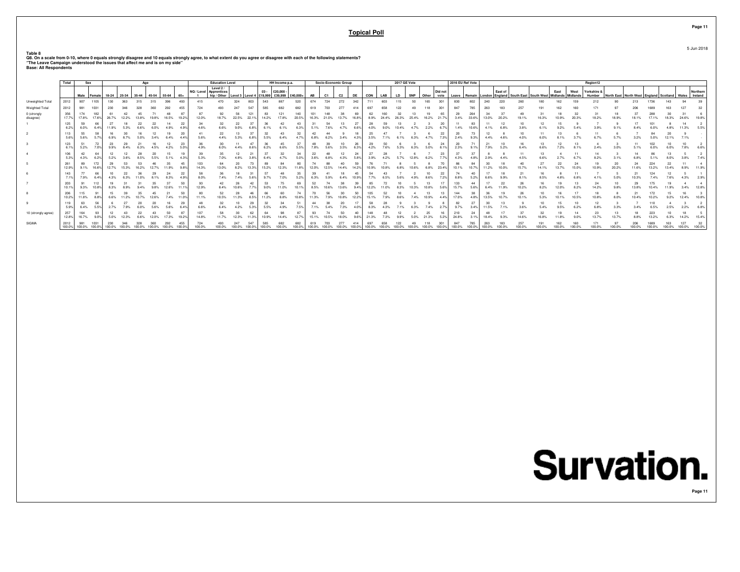# Topical Poll

5 Jun 2018

**Table 8**
**Q8. On a scale from 0-10, where 0 equals strongly disagree and 10 equals strongly agree, to what extent do you agree or disagree with each of the following statements?**
**"The Leave Campaign understood the issues that affect me and is on my side"**
**Base: All Respondents**

| | Total | Sex | | Age | | | | | | Education Level | | | | HH Income p.a. | | | Socio-Economic Group | | | | 2017 GE Vote | | | | | | 2016 EU Ref Vote | | Region12 | | | | | | | | | | | | | |
|---|---|---|---|---|---|---|---|---|---|---|---|---|---|---|---|---|---|---|---|---|---|---|---|---|---|---|---|---|---|---|---|---|---|---|---|---|---|---|---|---|---|---|
| | | Male | Female | 18-24 | 25-34 | 35-44 | 45-54 | 55-64 | 65+ | NQ / Level 1 | Level 2 / Apprenticeship / Other | Level 3 | Level 4 | £0 - £19,999 | £20,000 - £39,999 | £40,000+ | AB | C1 | C2 | DE | CON | LAB | LD | SNP | Other | Did not vote | Leave | Remain | London | East of England | South East | South West | East Midlands | West Midlands | Yorkshire & Humber | North East | North West | England | Scotland | Wales | Northern Ireland |
| Unweighted Total | 2012 | 907 | 1105 | 130 | 363 | 315 | 315 | 396 | 493 | 415 | 470 | 324 | 803 | 543 | 887 | 520 | 674 | 724 | 272 | 342 | 711 | 603 | 115 | 50 | 165 | 301 | 830 | 802 | 240 | 220 | 260 | 180 | 162 | 159 | 212 | 90 | 213 | 1736 | 143 | 94 | 39 |
| Weighted Total | 2012 | 981 | 1031 | 230 | 346 | 328 | 360 | 292 | 455 | 724 | 493 | 247 | 547 | 585 | 682 | 682 | 619 | 703 | 277 | 414 | 697 | 658 | 122 | 49 | 118 | 301 | 847 | 785 | 263 | 183 | 257 | 191 | 162 | 160 | 171 | 97 | 206 | 1689 | 163 | 127 | 32 |
| 0 (strongly disagree) | 356 | 174 | 182 | 61 | 42 | 45 | 71 | 48 | 87 | 87 | 92 | 56 | 121 | 83 | 121 | 140 | 101 | 148 | 38 | 69 | 62 | 160 | 32 | 13 | 19 | 65 | 29 | 264 | 34 | 37 | 49 | 31 | 18 | 32 | 31 | 18 | 37 | 288 | 30 | 31 | 6 |
| | 17.7% | 17.8% | 17.6% | 26.7% | 12.2% | 13.8% | 19.8% | 16.5% | 19.2% | 12.0% | 18.7% | 22.5% | 22.1% | 14.2% | 17.8% | 20.5% | 16.3% | 21.0% | 13.7% | 16.8% | 8.9% | 24.4% | 26.3% | 25.4% | 16.2% | 21.7% | 3.4% | 33.6% | 13.0% | 20.2% | 19.1% | 16.3% | 10.9% | 20.3% | 18.2% | 18.9% | 18.1% | 17.1% | 18.3% | 24.6% | 19.8% |
| 1 | 125 | 59 | 66 | 27 | 18 | 22 | 22 | 14 | 22 | 34 | 32 | 22 | 37 | 36 | 42 | 43 | 31 | 54 | 13 | 27 | 28 | 59 | 13 | 2 | 3 | 20 | 11 | 83 | 11 | 12 | 10 | 12 | 15 | 9 | 7 | 9 | 17 | 101 | 8 | 14 | 2 |
| | 6.2% | 6.0% | 6.4% | 11.9% | 5.3% | 6.6% | 6.0% | 4.9% | 4.9% | 4.6% | 6.6% | 9.0% | 6.8% | 6.1% | 6.1% | 6.3% | 5.1% | 7.6% | 4.7% | 6.6% | 4.0% | 9.0% | 10.4% | 4.7% | 2.2% | 6.7% | 1.4% | 10.6% | 4.1% | 6.8% | 3.8% | 6.1% | 9.2% | 5.4% | 3.9% | 9.1% | 8.4% | 6.0% | 4.8% | 11.3% | 5.5% |
| 2 | 113 | 55 | 58 | 16 | 30 | 16 | 12 | 19 | 20 | 41 | 22 | 13 | 37 | 32 | 43 | 32 | 42 | 44 | 9 | 18 | 25 | 47 | 7 | 3 | 6 | 22 | 20 | 73 | 12 | 8 | 10 | 11 | 13 | 6 | 11 | 6 | 7 | 84 | 20 | 9 | - |
| | 5.6% | 5.6% | 5.7% | 6.9% | 8.7% | 5.0% | 3.4% | 6.4% | 4.4% | 5.6% | 4.4% | 5.3% | 6.8% | 5.5% | 6.4% | 4.7% | 6.8% | 6.2% | 3.4% | 4.3% | 3.5% | 7.1% | 6.1% | 6.3% | 4.7% | 7.3% | 2.4% | 9.3% | 4.4% | 4.6% | 4.0% | 6.0% | 8.1% | 3.7% | 6.7% | 5.7% | 3.2% | 5.0% | 12.1% | 7.1% | - |
| 3 | 123 | 51 | 72 | 23 | 29 | 21 | 16 | 12 | 23 | 36 | 30 | 11 | 47 | 36 | 45 | 37 | 48 | 39 | 10 | 26 | 29 | 50 | 6 | 3 | 6 | 24 | 20 | 71 | 21 | 10 | 16 | 13 | 12 | 13 | 4 | 3 | 11 | 102 | 10 | 10 | 2 |
| | 6.1% | 5.2% | 7.0% | 9.9% | 8.4% | 6.3% | 4.5% | 4.2% | 5.0% | 4.9% | 6.0% | 4.4% | 8.6% | 6.2% | 6.6% | 5.5% | 7.8% | 5.6% | 3.5% | 6.3% | 4.2% | 7.6% | 5.3% | 6.3% | 5.0% | 8.1% | 2.3% | 9.1% | 7.9% | 5.2% | 6.4% | 6.6% | 7.2% | 8.1% | 2.4% | 3.0% | 5.1% | 6.0% | 6.0% | 7.8% | 6.6% |
| 4 | 106 | 42 | 64 | 12 | 12 | 28 | 20 | 15 | 19 | 39 | 35 | 12 | 21 | 37 | 32 | 34 | 22 | 48 | 12 | 24 | 27 | 28 | 7 | 6 | 7 | 23 | 37 | 37 | 8 | 8 | 11 | 13 | 4 | 11 | 14 | 3 | 14 | 86 | 13 | 5 | 2 |
| | 5.3% | 4.3% | 6.2% | 5.2% | 3.6% | 8.5% | 5.5% | 5.1% | 4.3% | 5.3% | 7.0% | 4.8% | 3.8% | 6.4% | 4.7% | 5.0% | 3.6% | 6.8% | 4.3% | 5.8% | 3.9% | 4.2% | 5.7% | 12.8% | 6.2% | 7.7% | 4.3% | 4.8% | 2.9% | 4.4% | 4.5% | 6.6% | 2.7% | 6.7% | 8.2% | 3.1% | 6.8% | 5.1% | 8.0% | 3.8% | 7.4% |
| 5 | 261 | 89 | 172 | 29 | 53 | 53 | 46 | 35 | 45 | 103 | 64 | 20 | 73 | 89 | 84 | 80 | 74 | 88 | 40 | 59 | 76 | 71 | 8 | 5 | 8 | 70 | 86 | 84 | 30 | 18 | 40 | 27 | 22 | 24 | 19 | 20 | 24 | 224 | 22 | 11 | 4 |
| | 12.9% | 9.1% | 16.6% | 12.7% | 15.3% | 16.2% | 12.7% | 11.9% | 9.8% | 14.3% | 13.0% | 8.2% | 13.3% | 15.2% | 12.3% | 11.8% | 12.0% | 12.5% | 14.4% | 14.2% | 10.9% | 10.8% | 6.8% | 10.6% | 6.8% | 23.4% | 10.1% | 10.7% | 11.2% | 10.0% | 15.7% | 14.1% | 13.7% | 15.0% | 10.9% | 20.2% | 11.6% | 13.2% | 13.4% | 8.9% | 11.9% |
| 6 | 143 | 77 | 66 | 10 | 22 | 36 | 29 | 24 | 22 | 58 | 36 | 18 | 31 | 57 | 48 | 35 | 39 | 41 | 18 | 45 | 54 | 43 | 7 | 2 | 10 | 22 | 74 | 40 | 17 | 18 | 21 | 16 | 8 | 11 | 7 | 5 | 21 | 124 | 12 | 5 | 1 |
| | 7.1% | 7.9% | 6.4% | 4.3% | 6.3% | 11.0% | 8.1% | 8.3% | 4.9% | 8.0% | 7.4% | 7.4% | 5.6% | 9.7% | 7.0% | 5.2% | 6.3% | 5.9% | 6.4% | 10.9% | 7.7% | 6.5% | 5.6% | 4.9% | 8.6% | 7.2% | 8.8% | 5.2% | 6.6% | 9.9% | 8.1% | 8.5% | 4.8% | 6.8% | 4.1% | 5.0% | 10.3% | 7.4% | 7.6% | 4.3% | 2.9% |
| 7 | 203 | 91 | 112 | 19 | 31 | 31 | 35 | 37 | 50 | 93 | 42 | 26 | 42 | 53 | 75 | 69 | 52 | 74 | 38 | 39 | 85 | 72 | 10 | 5 | 13 | 17 | 133 | 44 | 17 | 22 | 26 | 16 | 19 | 13 | 24 | 10 | 29 | 175 | 19 | 4 | 4 |
| | 10.1% | 9.3% | 10.8% | 8.3% | 8.9% | 9.4% | 9.8% | 12.6% | 11.1% | 12.9% | 8.4% | 10.6% | 7.7% | 9.0% | 11.0% | 10.1% | 8.5% | 10.6% | 13.6% | 9.4% | 12.2% | 11.0% | 8.3% | 10.3% | 10.8% | 5.6% | 15.7% | 5.6% | 6.4% | 11.9% | 10.2% | 8.2% | 12.0% | 8.2% | 14.2% | 9.8% | 13.8% | 10.4% | 11.9% | 3.4% | 12.8% |
| 8 | 206 | 115 | 91 | 15 | 39 | 35 | 45 | 21 | 50 | 80 | 52 | 28 | 46 | 66 | 60 | 74 | 70 | 56 | 30 | 50 | 105 | 52 | 10 | 4 | 13 | 13 | 144 | 38 | 36 | 19 | 26 | 10 | 16 | 17 | 18 | 8 | 21 | 172 | 15 | 16 | 3 |
| | 10.2% | 11.8% | 8.8% | 6.6% | 11.2% | 10.7% | 12.6% | 7.4% | 11.0% | 11.1% | 10.5% | 11.3% | 8.5% | 11.2% | 8.8% | 10.8% | 11.3% | 7.9% | 10.8% | 12.2% | 15.1% | 7.9% | 8.6% | 7.4% | 10.9% | 4.4% | 17.0% | 4.8% | 13.5% | 10.7% | 10.1% | 5.3% | 10.1% | 10.5% | 10.8% | 8.0% | 10.4% | 10.2% | 9.2% | 12.4% | 10.8% |
| 9 | 119 | 63 | 56 | 6 | 27 | 20 | 20 | 16 | 29 | 48 | 32 | 10 | 29 | 32 | 34 | 51 | 44 | 38 | 20 | 17 | 58 | 28 | 9 | 3 | 9 | 8 | 82 | 27 | 30 | 13 | 9 | 10 | 15 | 10 | 12 | 3 | 7 | 110 | 4 | 3 | 2 |
| | 5.9% | 6.4% | 5.5% | 2.7% | 7.9% | 6.0% | 5.6% | 5.6% | 6.4% | 6.6% | 6.4% | 4.2% | 5.3% | 5.5% | 4.9% | 7.5% | 7.1% | 5.4% | 7.3% | 4.0% | 8.3% | 4.3% | 7.1% | 6.3% | 7.4% | 2.7% | 9.7% | 3.4% | 11.5% | 7.1% | 3.6% | 5.4% | 9.5% | 6.2% | 6.8% | 3.3% | 3.4% | 6.5% | 2.5% | 2.2% | 6.8% |
| 10 (strongly agree) | 257 | 164 | 93 | 12 | 43 | 22 | 43 | 50 | 87 | 107 | 58 | 30 | 62 | 64 | 98 | 87 | 93 | 74 | 50 | 40 | 148 | 48 | 12 | 2 | 25 | 16 | 210 | 24 | 48 | 17 | 37 | 32 | 19 | 14 | 23 | 13 | 18 | 223 | 10 | 18 | 5 |
| | 12.8% | 16.7% | 9.0% | 5.0% | 12.3% | 6.6% | 12.0% | 17.3% | 19.2% | 14.8% | 11.7% | 12.3% | 11.3% | 10.9% | 14.4% | 12.7% | 15.1% | 10.5% | 18.0% | 9.6% | 21.3% | 7.3% | 9.9% | 5.0% | 21.3% | 5.2% | 24.8% | 3.1% | 18.4% | 9.3% | 14.6% | 16.8% | 11.8% | 9.0% | 13.7% | 13.7% | 8.8% | 13.2% | 6.3% | 14.2% | 15.4% |
| SIGMA | 2012 | 981 | 1031 | 230 | 346 | 328 | 360 | 292 | 455 | 724 | 493 | 247 | 547 | 585 | 682 | 682 | 619 | 703 | 277 | 414 | 697 | 658 | 122 | 49 | 118 | 301 | 847 | 785 | 263 | 183 | 257 | 191 | 162 | 160 | 171 | 97 | 206 | 1689 | 163 | 127 | 32 |
| | 100.0% | 100.0% | 100.0% | 100.0% | 100.0% | 100.0% | 100.0% | 100.0% | 100.0% | 100.0% | 100.0% | 100.0% | 100.0% | 100.0% | 100.0% | 100.0% | 100.0% | 100.0% | 100.0% | 100.0% | 100.0% | 100.0% | 100.0% | 100.0% | 100.0% | 100.0% | 100.0% | 100.0% | 100.0% | 100.0% | 100.0% | 100.0% | 100.0% | 100.0% | 100.0% | 100.0% | 100.0% | 100.0% | 100.0% | 100.0% | 100.0% |

Survation.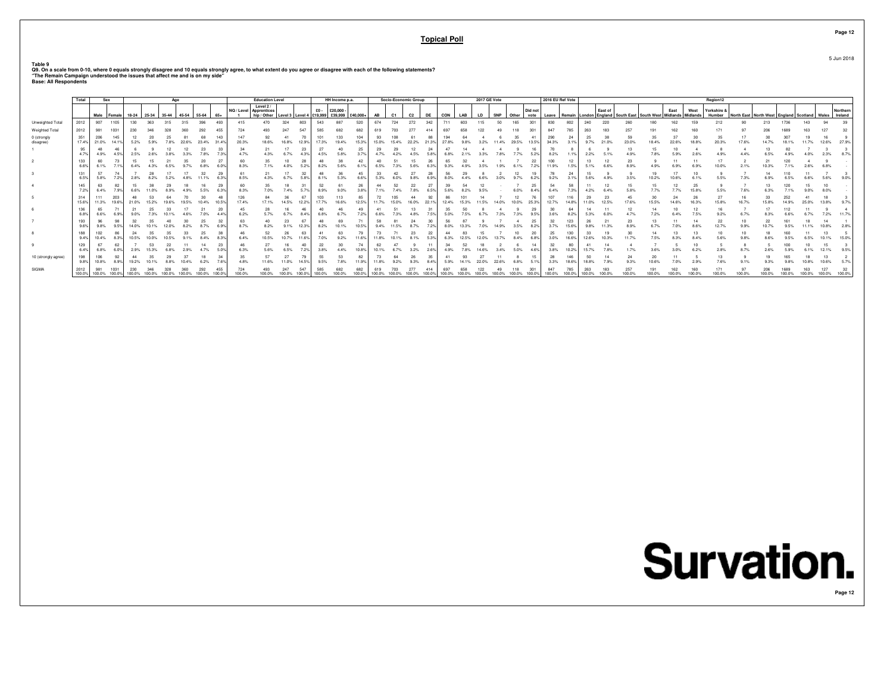# Topical Poll

5 Jun 2018

**Table 9**
**Q9. On a scale from 0-10, where 0 equals strongly disagree and 10 equals strongly agree, to what extent do you agree or disagree with each of the following statements?**
**"The Remain Campaign understood the issues that affect me and is on my side"**
**Base: All Respondents**

| | Total | Sex | | Age | | | | | | Education Level | | | | HH Income p.a. | | | Socio-Economic Group | | | | 2017 GE Vote | | | | | | 2016 EU Ref Vote | | Region12 | | | | | | | | | | | | |
|---|---|---|---|---|---|---|---|---|---|---|---|---|---|---|---|---|---|---|---|---|---|---|---|---|---|---|---|---|---|---|---|---|---|---|---|---|---|---|---|---|---|
| | | Male | Female | 18-24 | 25-34 | 35-44 | 45-54 | 55-64 | 65+ | NQ / Level 1 | Level 2 / Apprenticeship / Other | Level 3 | Level 4 | £0 - £19,999 | £20,000 - £39,999 | £40,000+ | AB | C1 | C2 | DE | CON | LAB | LD | SNP | Other | Did not vote | Leave | Remain | London | East of England | South East | South West | East Midlands | West Midlands | Yorkshire & Humber | North East | North West | England | Scotland | Wales | Northern Ireland |
| Unweighted Total | 2012 | 907 | 1105 | 130 | 363 | 315 | 315 | 396 | 493 | 415 | 470 | 324 | 803 | 543 | 887 | 520 | 674 | 724 | 272 | 342 | 711 | 603 | 115 | 50 | 165 | 301 | 830 | 802 | 240 | 220 | 260 | 180 | 162 | 159 | 212 | 90 | 213 | 1736 | 143 | 94 | 39 |
| Weighted Total | 2012 | 981 | 1031 | 230 | 346 | 328 | 360 | 292 | 455 | 724 | 493 | 247 | 547 | 585 | 682 | 682 | 619 | 703 | 277 | 414 | 697 | 658 | 122 | 49 | 118 | 301 | 847 | 785 | 263 | 183 | 257 | 191 | 162 | 160 | 171 | 97 | 206 | 1689 | 163 | 127 | 32 |
| 0 (strongly disagree) | 351 17.4% | 206 21.0% | 145 14.1% | 12 5.2% | 20 5.9% | 25 7.8% | 81 22.6% | 68 23.4% | 143 31.4% | 147 20.3% | 92 18.6% | 41 16.8% | 70 12.9% | 101 17.3% | 133 19.4% | 104 15.3% | 93 15.0% | 108 15.4% | 61 22.2% | 88 21.3% | 194 27.8% | 64 9.8% | 4 3.2% | 6 11.4% | 35 29.5% | 41 13.5% | 290 34.3% | 24 3.1% | 25 9.7% | 38 21.0% | 59 23.0% | 35 18.4% | 37 22.6% | 30 18.8% | 35 20.3% | 17 17.6% | 30 14.7% | 307 18.1% | 19 11.7% | 16 12.6% | 9 27.9% |
| 1 | 95 4.7% | 48 4.9% | 46 4.5% | 6 2.5% | 9 2.6% | 12 3.8% | 12 3.3% | 23 7.8% | 33 7.3% | 34 4.7% | 21 4.3% | 17 6.7% | 23 4.3% | 27 4.5% | 40 5.8% | 25 3.7% | 29 4.7% | 29 4.2% | 12 4.5% | 24 5.8% | 47 6.8% | 14 2.1% | 4 3.3% | 4 7.8% | 9 7.7% | 16 5.2% | 70 8.2% | 8 1.1% | 6 2.2% | 9 5.1% | 13 4.9% | 15 7.8% | 10 5.9% | 4 2.6% | 8 4.9% | 4 4.4% | 13 6.5% | 82 4.9% | 7 4.0% | 3 2.3% | 3 8.7% |
| 2 | 133 6.6% | 60 6.1% | 73 7.1% | 15 6.4% | 15 4.3% | 21 6.5% | 35 9.7% | 20 6.8% | 27 6.0% | 60 8.3% | 35 7.1% | 10 4.0% | 28 5.2% | 48 8.2% | 38 5.6% | 42 6.1% | 40 6.5% | 51 7.3% | 15 5.6% | 26 6.3% | 65 9.3% | 32 4.9% | 4 3.5% | 1 1.9% | 7 6.1% | 22 7.2% | 100 11.9% | 12 1.5% | 13 5.1% | 12 6.6% | 23 8.9% | 9 4.9% | 11 6.9% | 11 6.9% | 17 10.0% | 2 2.1% | 21 10.3% | 120 7.1% | 4 2.6% | 9 6.8% | - |
| 3 | 131 6.5% | 57 5.8% | 74 7.2% | 7 2.8% | 28 8.2% | 17 5.2% | 17 4.8% | 32 11.1% | 29 6.3% | 61 8.5% | 21 4.3% | 17 6.7% | 32 5.8% | 48 8.1% | 36 5.3% | 45 6.6% | 33 5.3% | 42 6.0% | 27 9.8% | 28 6.9% | 56 8.0% | 29 4.4% | 8 6.6% | 2 3.0% | 12 9.7% | 19 6.2% | 78 9.2% | 24 3.1% | 15 5.6% | 9 4.9% | 9 3.5% | 19 10.2% | 17 10.6% | 10 6.1% | 9 5.5% | 7 7.3% | 14 6.9% | 110 6.5% | 11 6.6% | 7 5.6% | 3 9.0% |
| 4 | 145 7.2% | 63 6.4% | 82 7.9% | 15 6.6% | 38 11.0% | 29 8.9% | 18 4.9% | 16 5.5% | 29 6.3% | 60 8.3% | 35 7.0% | 18 7.4% | 31 5.7% | 52 8.9% | 61 9.0% | 26 3.8% | 44 7.1% | 52 7.4% | 22 7.8% | 27 6.5% | 39 5.6% | 54 8.2% | 12 9.5% | - | 7 6.0% | 25 8.4% | 54 6.4% | 58 7.3% | 11 4.2% | 12 6.4% | 15 5.8% | 15 7.7% | 12 7.7% | 25 15.8% | 9 5.5% | 7 7.6% | 13 6.3% | 120 7.1% | 15 9.0% | 10 8.0% | - |
| 5 | 314 15.6% | 111 11.3% | 203 19.6% | 48 21.0% | 53 15.2% | 64 19.6% | 70 19.5% | 30 10.4% | 48 10.5% | 126 17.4% | 84 17.1% | 36 14.5% | 67 12.2% | 103 17.7% | 113 16.6% | 85 12.5% | 72 11.7% | 105 15.0% | 44 16.0% | 92 22.1% | 86 12.4% | 101 15.3% | 14 11.5% | 7 14.0% | 12 10.0% | 76 25.3% | 107 12.7% | 116 14.8% | 29 11.0% | 23 12.5% | 45 17.6% | 30 15.5% | 24 14.6% | 26 16.3% | 27 15.8% | 16 16.7% | 33 15.8% | 252 14.9% | 41 25.0% | 18 13.8% | 3 9.7% |
| 6 | 136 6.8% | 65 6.6% | 71 6.9% | 21 9.0% | 25 7.3% | 33 10.1% | 17 4.6% | 21 7.0% | 20 4.4% | 45 6.2% | 28 5.7% | 16 6.7% | 46 8.4% | 40 6.8% | 46 6.7% | 49 7.2% | 41 6.6% | 51 7.3% | 13 4.8% | 31 7.5% | 35 5.0% | 50 7.5% | 8 6.7% | 4 7.3% | 9 7.3% | 29 9.5% | 30 3.6% | 64 8.2% | 14 5.3% | 11 6.0% | 12 4.7% | 14 7.2% | 10 6.4% | 12 7.5% | 16 9.2% | 7 6.7% | 17 8.3% | 112 6.6% | 11 6.7% | 9 7.2% | 4 11.7% |
| 7 | 193 9.6% | 96 9.8% | 98 9.5% | 32 14.0% | 35 10.1% | 40 12.0% | 30 8.2% | 25 8.7% | 32 6.9% | 63 8.7% | 40 8.2% | 23 9.1% | 67 12.3% | 48 8.2% | 69 10.1% | 71 10.5% | 58 9.4% | 81 11.5% | 24 8.7% | 30 7.2% | 56 8.0% | 87 13.3% | 9 7.0% | 7 14.9% | 4 3.5% | 25 8.2% | 32 3.7% | 123 15.6% | 26 9.8% | 21 11.3% | 23 8.9% | 13 6.7% | 11 7.0% | 14 8.6% | 22 12.7% | 10 9.9% | 22 10.7% | 161 9.5% | 18 11.1% | 14 10.8% | 1 2.8% |
| 8 | 188 9.4% | 102 10.4% | 86 8.3% | 24 10.5% | 35 10.0% | 35 10.5% | 33 9.1% | 25 8.4% | 38 8.3% | 46 6.4% | 52 10.5% | 26 10.7% | 63 11.6% | 41 7.0% | 63 9.2% | 79 11.6% | 73 11.8% | 71 10.1% | 23 8.1% | 22 5.3% | 44 6.3% | 83 12.5% | 15 12.0% | 7 13.7% | 10 8.4% | 20 6.8% | 25 3.0% | 130 16.6% | 33 12.6% | 19 10.3% | 30 11.7% | 14 7.5% | 13 8.3% | 13 8.4% | 10 5.6% | 10 9.8% | 18 8.6% | 160 9.5% | 11 6.5% | 13 10.1% | 5 15.0% |
| 9 | 129 6.4% | 67 6.8% | 62 6.0% | 7 2.9% | 53 15.3% | 22 6.8% | 11 2.9% | 14 4.7% | 23 5.0% | 46 6.3% | 27 5.6% | 16 6.5% | 40 7.2% | 22 3.8% | 30 4.4% | 74 10.8% | 62 10.1% | 47 6.7% | 9 3.2% | 11 2.6% | 34 4.9% | 52 7.8% | 18 14.6% | 2 3.4% | 6 5.0% | 14 4.6% | 32 3.8% | 80 10.2% | 41 15.7% | 14 7.8% | 4 1.7% | 7 3.6% | 5 3.0% | 10 6.2% | 5 2.8% | 8 8.7% | 5 2.6% | 100 5.9% | 10 6.1% | 15 12.1% | 3 9.5% |
| 10 (strongly agree) | 198 9.8% | 106 10.8% | 92 8.9% | 44 19.2% | 35 10.1% | 29 8.8% | 37 10.4% | 18 6.2% | 34 7.6% | 35 4.8% | 57 11.6% | 27 11.0% | 79 14.5% | 55 9.5% | 53 7.8% | 82 11.9% | 73 11.8% | 64 9.2% | 26 9.3% | 35 8.4% | 41 5.9% | 93 14.1% | 27 22.0% | 11 22.6% | 8 6.8% | 15 5.1% | 28 3.3% | 146 18.6% | 50 18.8% | 14 7.9% | 24 9.3% | 20 10.6% | 11 7.0% | 5 2.9% | 13 7.6% | 9 9.1% | 19 9.3% | 165 9.8% | 18 10.8% | 13 10.6% | 2 5.7% |
| SIGMA | 2012 100.0% | 981 100.0% | 1031 100.0% | 230 100.0% | 346 100.0% | 328 100.0% | 360 100.0% | 292 100.0% | 455 100.0% | 724 100.0% | 493 100.0% | 247 100.0% | 547 100.0% | 585 100.0% | 682 100.0% | 682 100.0% | 619 100.0% | 703 100.0% | 277 100.0% | 414 100.0% | 697 100.0% | 658 100.0% | 122 100.0% | 49 100.0% | 118 100.0% | 301 100.0% | 847 100.0% | 785 100.0% | 263 100.0% | 183 100.0% | 257 100.0% | 191 100.0% | 162 100.0% | 160 100.0% | 171 100.0% | 97 100.0% | 206 100.0% | 1689 100.0% | 163 100.0% | 127 100.0% | 32 100.0% |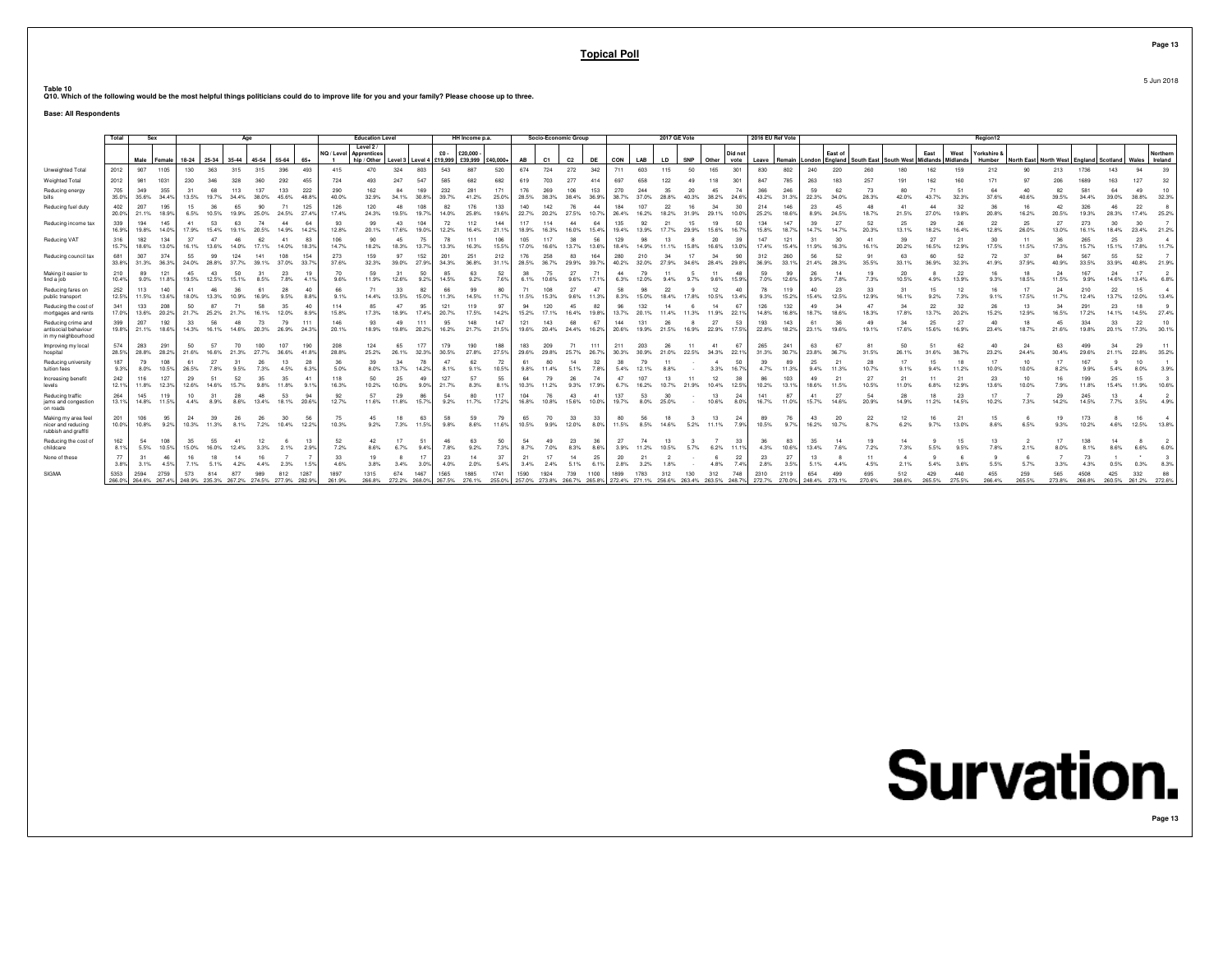# Topical Poll

5 Jun 2018

**Table 10**
**Q10. Which of the following would be the most helpful things politicians could do to improve life for you and your family? Please choose up to three.**

**Base: All Respondents**

| | Total | Sex | | Age | | | | | | Education Level | | | | HH Income p.a. | | | Socio-Economic Group | | | | 2017 GE Vote | | | | | | 2016 EU Ref Vote | | Region12 | | | | | | | | | | | | |
|---|---|---|---|---|---|---|---|---|---|---|---|---|---|---|---|---|---|---|---|---|---|---|---|---|---|---|---|---|---|---|---|---|---|---|---|---|---|---|---|---|---|
| | | Male | Female | 18-24 | 25-34 | 35-44 | 45-54 | 55-64 | 65+ | NQ / Level 1 | Level 2 / Apprenticeship / Other | Level 3 | Level 4 | £0 - £19,999 | £20,000 - £39,999 | £40,000+ | AB | C1 | C2 | DE | CON | LAB | LD | SNP | Other | Did not vote | Leave | Remain | London | East of England | South East | South West | East Midlands | West Midlands | Yorkshire & Humber | North East | North West | England | Scotland | Wales | Northern Ireland |
| Unweighted Total | 2012 | 907 | 1105 | 130 | 363 | 315 | 315 | 396 | 493 | 415 | 470 | 324 | 803 | 543 | 887 | 520 | 674 | 724 | 272 | 342 | 711 | 603 | 115 | 50 | 165 | 301 | 830 | 802 | 240 | 220 | 260 | 180 | 162 | 159 | 212 | 90 | 213 | 1736 | 143 | 94 | 39 |
| Weighted Total | 2012 | 981 | 1031 | 230 | 346 | 328 | 360 | 292 | 455 | 724 | 493 | 247 | 547 | 585 | 682 | 682 | 619 | 703 | 277 | 414 | 697 | 658 | 122 | 49 | 118 | 301 | 847 | 785 | 263 | 183 | 257 | 191 | 162 | 160 | 171 | 97 | 206 | 1689 | 163 | 127 | 32 |
| Reducing energy bills | 705 | 349 | 355 | 31 | 68 | 113 | 137 | 133 | 222 | 290 | 162 | 84 | 169 | 232 | 281 | 171 | 176 | 269 | 106 | 153 | 270 | 244 | 35 | 20 | 45 | 74 | 366 | 246 | 59 | 62 | 73 | 80 | 71 | 51 | 64 | 40 | 82 | 581 | 64 | 49 | 10 |
| | 35.0% | 35.6% | 34.4% | 13.5% | 19.7% | 34.4% | 38.0% | 45.6% | 48.8% | 40.0% | 32.9% | 34.1% | 30.8% | 39.7% | 41.2% | 25.0% | 28.5% | 38.3% | 38.4% | 36.9% | 38.7% | 37.0% | 28.8% | 40.3% | 38.2% | 24.6% | 43.2% | 31.3% | 22.3% | 34.0% | 28.3% | 42.0% | 43.7% | 32.3% | 37.6% | 40.6% | 39.5% | 34.4% | 39.0% | 38.8% | 32.3% |
| Reducing fuel duty | 402 | 207 | 195 | 15 | 36 | 65 | 90 | 71 | 125 | 126 | 120 | 48 | 108 | 82 | 176 | 133 | 140 | 142 | 76 | 44 | 184 | 107 | 22 | 16 | 34 | 30 | 214 | 146 | 23 | 45 | 48 | 41 | 44 | 32 | 36 | 16 | 42 | 326 | 46 | 22 | 8 |
| | 20.0% | 21.1% | 18.9% | 6.5% | 10.5% | 19.9% | 25.0% | 24.5% | 27.4% | 17.4% | 24.3% | 19.5% | 19.7% | 14.0% | 25.8% | 19.6% | 22.7% | 20.2% | 27.5% | 10.7% | 26.4% | 16.2% | 18.2% | 31.9% | 29.1% | 10.0% | 25.2% | 18.6% | 8.9% | 24.5% | 18.7% | 21.5% | 27.0% | 19.8% | 20.8% | 16.2% | 20.5% | 19.3% | 28.3% | 17.4% | 25.2% |
| Reducing income tax | 339 | 194 | 145 | 41 | 53 | 63 | 74 | 44 | 64 | 93 | 99 | 43 | 104 | 72 | 112 | 144 | 117 | 114 | 44 | 64 | 135 | 92 | 21 | 15 | 19 | 50 | 134 | 147 | 39 | 27 | 52 | 25 | 29 | 26 | 22 | 25 | 27 | 273 | 30 | 30 | 7 |
| | 16.9% | 19.8% | 14.0% | 17.9% | 15.4% | 19.1% | 20.5% | 14.9% | 14.2% | 12.8% | 20.1% | 17.6% | 19.0% | 12.2% | 16.4% | 21.1% | 18.9% | 16.3% | 16.0% | 15.4% | 19.4% | 13.9% | 17.7% | 29.9% | 15.6% | 16.7% | 15.8% | 18.7% | 14.7% | 14.7% | 20.3% | 13.1% | 18.2% | 16.4% | 12.8% | 26.0% | 13.0% | 16.1% | 18.4% | 23.4% | 21.2% |
| Reducing VAT | 316 | 182 | 134 | 37 | 47 | 46 | 62 | 41 | 83 | 106 | 90 | 45 | 75 | 78 | 111 | 106 | 105 | 117 | 38 | 56 | 129 | 98 | 13 | 8 | 20 | 39 | 147 | 121 | 31 | 30 | 41 | 39 | 27 | 21 | 30 | 11 | 36 | 265 | 25 | 23 | 4 |
| | 15.7% | 18.6% | 13.0% | 16.1% | 13.6% | 14.0% | 17.1% | 14.0% | 18.3% | 14.7% | 18.2% | 18.3% | 13.7% | 13.3% | 16.3% | 15.5% | 17.0% | 16.6% | 13.7% | 13.6% | 18.4% | 14.9% | 11.1% | 15.8% | 16.6% | 13.0% | 17.4% | 15.4% | 11.9% | 16.3% | 16.1% | 20.2% | 16.5% | 12.9% | 17.5% | 11.5% | 17.3% | 15.7% | 15.1% | 17.8% | 11.7% |
| Reducing council tax | 681 | 307 | 374 | 55 | 99 | 124 | 141 | 108 | 154 | 273 | 159 | 97 | 152 | 201 | 251 | 212 | 176 | 258 | 83 | 164 | 280 | 210 | 34 | 17 | 34 | 90 | 312 | 260 | 56 | 52 | 91 | 63 | 60 | 52 | 72 | 37 | 84 | 567 | 55 | 52 | 7 |
| | 33.8% | 31.3% | 36.3% | 24.0% | 28.8% | 37.7% | 39.1% | 37.0% | 33.7% | 37.6% | 32.3% | 39.0% | 27.9% | 34.3% | 36.8% | 31.1% | 28.5% | 36.7% | 29.9% | 39.7% | 40.2% | 32.0% | 27.9% | 34.6% | 28.4% | 29.8% | 36.9% | 33.1% | 21.4% | 28.3% | 35.5% | 33.1% | 36.9% | 32.3% | 41.9% | 37.9% | 40.9% | 33.5% | 33.9% | 40.8% | 21.9% |
| Making it easier to find a job | 210 | 89 | 121 | 45 | 43 | 50 | 31 | 23 | 19 | 70 | 59 | 31 | 50 | 85 | 63 | 52 | 38 | 75 | 27 | 71 | 44 | 79 | 11 | 5 | 11 | 48 | 59 | 99 | 26 | 14 | 19 | 20 | 8 | 22 | 16 | 18 | 24 | 167 | 24 | 17 | 2 |
| | 10.4% | 9.0% | 11.8% | 19.5% | 12.5% | 15.1% | 8.5% | 7.8% | 4.1% | 9.6% | 11.9% | 12.6% | 9.2% | 14.5% | 9.2% | 7.6% | 6.1% | 10.6% | 9.6% | 17.1% | 6.3% | 12.0% | 9.4% | 9.7% | 9.6% | 15.9% | 7.0% | 12.6% | 9.9% | 7.8% | 7.3% | 10.5% | 4.9% | 13.9% | 9.3% | 18.5% | 11.5% | 9.9% | 14.6% | 13.4% | 6.8% |
| Reducing fares on public transport | 252 | 113 | 140 | 41 | 46 | 36 | 61 | 28 | 40 | 66 | 71 | 33 | 82 | 66 | 99 | 80 | 71 | 108 | 27 | 47 | 58 | 98 | 22 | 9 | 12 | 40 | 78 | 119 | 40 | 23 | 33 | 31 | 15 | 12 | 16 | 17 | 24 | 210 | 22 | 15 | 4 |
| | 12.5% | 11.5% | 13.6% | 18.0% | 13.3% | 10.9% | 16.9% | 9.5% | 8.8% | 9.1% | 14.4% | 13.5% | 15.0% | 11.3% | 14.5% | 11.7% | 11.5% | 15.3% | 9.6% | 11.3% | 8.3% | 15.0% | 18.4% | 17.8% | 10.5% | 13.4% | 9.3% | 15.2% | 15.4% | 12.5% | 12.9% | 16.1% | 9.2% | 7.3% | 9.1% | 17.5% | 11.7% | 12.4% | 13.7% | 12.0% | 13.4% |
| Reducing the cost of mortgages and rents | 341 | 133 | 208 | 50 | 87 | 71 | 58 | 35 | 40 | 114 | 85 | 47 | 95 | 121 | 119 | 97 | 94 | 120 | 45 | 82 | 96 | 132 | 14 | 6 | 14 | 67 | 126 | 132 | 49 | 34 | 47 | 34 | 22 | 32 | 26 | 13 | 34 | 291 | 23 | 18 | 9 |
| | 17.0% | 13.6% | 20.2% | 21.7% | 25.2% | 21.7% | 16.1% | 12.0% | 8.9% | 15.8% | 17.3% | 18.9% | 17.4% | 20.7% | 17.5% | 14.2% | 15.2% | 17.1% | 16.4% | 19.8% | 13.7% | 20.1% | 11.4% | 11.3% | 11.9% | 22.1% | 14.8% | 16.8% | 18.7% | 18.6% | 18.3% | 17.8% | 13.7% | 20.2% | 15.2% | 12.9% | 16.5% | 17.2% | 14.1% | 14.5% | 27.4% |
| Reducing crime and antisocial behaviour in my neighbourhood | 399 | 207 | 192 | 33 | 56 | 48 | 73 | 79 | 111 | 146 | 93 | 49 | 111 | 95 | 148 | 147 | 121 | 143 | 68 | 67 | 144 | 131 | 26 | 8 | 27 | 53 | 193 | 143 | 61 | 36 | 49 | 34 | 25 | 27 | 40 | 18 | 45 | 334 | 33 | 22 | 10 |
| | 19.8% | 21.1% | 18.6% | 14.3% | 16.1% | 14.6% | 20.3% | 26.9% | 24.3% | 20.1% | 18.9% | 19.8% | 20.2% | 16.2% | 21.7% | 21.5% | 19.6% | 20.4% | 24.4% | 16.2% | 20.6% | 19.9% | 21.5% | 16.9% | 22.9% | 17.5% | 22.8% | 18.2% | 23.1% | 19.6% | 19.1% | 17.6% | 15.6% | 16.9% | 23.4% | 18.7% | 21.6% | 19.8% | 20.1% | 17.3% | 30.1% |
| Improving my local hospital | 574 | 283 | 291 | 50 | 57 | 70 | 100 | 107 | 190 | 208 | 124 | 65 | 177 | 179 | 190 | 188 | 183 | 209 | 71 | 111 | 211 | 203 | 26 | 11 | 41 | 67 | 265 | 241 | 63 | 67 | 81 | 50 | 51 | 62 | 40 | 24 | 63 | 499 | 34 | 29 | 11 |
| | 28.5% | 28.8% | 28.2% | 21.6% | 16.6% | 21.3% | 27.7% | 36.6% | 41.8% | 28.8% | 25.2% | 26.1% | 32.3% | 30.5% | 27.8% | 27.5% | 29.6% | 29.8% | 25.7% | 26.7% | 30.3% | 30.9% | 21.0% | 22.5% | 34.3% | 22.1% | 31.3% | 30.7% | 23.8% | 36.7% | 31.5% | 26.1% | 31.6% | 38.7% | 23.2% | 24.4% | 30.4% | 29.6% | 21.1% | 22.8% | 35.2% |
| Reducing university tuition fees | 187 | 79 | 108 | 61 | 27 | 31 | 26 | 13 | 28 | 36 | 39 | 34 | 78 | 47 | 62 | 72 | 61 | 80 | 14 | 32 | 38 | 79 | 11 | - | 4 | 50 | 39 | 89 | 25 | 21 | 28 | 17 | 15 | 18 | 17 | 10 | 17 | 167 | 9 | 10 | 1 |
| | 9.3% | 8.0% | 10.5% | 26.5% | 7.8% | 9.5% | 7.3% | 4.5% | 6.3% | 5.0% | 8.0% | 13.7% | 14.2% | 8.1% | 9.1% | 10.5% | 9.8% | 11.4% | 5.1% | 7.8% | 5.4% | 12.1% | 8.8% | - | 3.3% | 16.7% | 4.7% | 11.3% | 9.4% | 11.3% | 10.7% | 9.1% | 9.4% | 11.2% | 10.0% | 10.0% | 8.2% | 9.9% | 5.4% | 8.0% | 3.9% |
| Increasing benefit levels | 242 | 116 | 127 | 29 | 51 | 52 | 35 | 35 | 41 | 118 | 50 | 25 | 49 | 127 | 57 | 55 | 64 | 79 | 26 | 74 | 47 | 107 | 13 | 11 | 12 | 38 | 86 | 103 | 49 | 21 | 27 | 21 | 11 | 21 | 23 | 10 | 16 | 199 | 25 | 15 | 3 |
| | 12.1% | 11.8% | 12.3% | 12.6% | 14.6% | 15.7% | 9.8% | 11.8% | 9.1% | 16.3% | 10.2% | 10.0% | 9.0% | 21.7% | 8.3% | 8.1% | 10.3% | 11.2% | 9.3% | 17.9% | 6.7% | 16.2% | 10.7% | 21.9% | 10.4% | 12.5% | 10.2% | 13.1% | 18.6% | 11.5% | 10.5% | 11.0% | 6.8% | 12.9% | 13.6% | 10.0% | 7.9% | 11.8% | 15.4% | 11.9% | 10.6% |
| Reducing traffic jams and congestion on roads | 264 | 145 | 119 | 10 | 31 | 28 | 48 | 53 | 94 | 92 | 57 | 29 | 86 | 54 | 80 | 117 | 104 | 76 | 43 | 41 | 137 | 53 | 30 | - | 13 | 24 | 141 | 87 | 41 | 27 | 54 | 28 | 18 | 23 | 17 | 7 | 29 | 245 | 13 | 4 | 2 |
| | 13.1% | 14.8% | 11.5% | 4.4% | 8.9% | 8.6% | 13.4% | 18.1% | 20.6% | 12.7% | 11.6% | 11.8% | 15.7% | 9.2% | 11.7% | 17.2% | 16.8% | 10.8% | 15.6% | 10.0% | 19.7% | 8.0% | 25.0% | - | 10.6% | 8.0% | 16.7% | 11.0% | 15.7% | 14.6% | 20.9% | 14.9% | 11.2% | 14.5% | 10.2% | 7.3% | 14.2% | 14.5% | 7.7% | 3.5% | 4.9% |
| Making my area feel nicer and reducing rubbish and graffiti | 201 | 106 | 95 | 24 | 39 | 26 | 26 | 30 | 56 | 75 | 45 | 18 | 63 | 58 | 59 | 79 | 65 | 70 | 33 | 33 | 80 | 56 | 18 | 3 | 13 | 24 | 89 | 76 | 43 | 20 | 22 | 12 | 16 | 21 | 15 | 6 | 19 | 173 | 8 | 16 | 4 |
| | 10.0% | 10.8% | 9.2% | 10.3% | 11.3% | 8.1% | 7.2% | 10.4% | 12.2% | 10.3% | 9.2% | 7.3% | 11.5% | 9.8% | 8.6% | 11.6% | 10.5% | 9.9% | 12.0% | 8.0% | 11.5% | 8.5% | 14.6% | 5.2% | 11.1% | 7.9% | 10.5% | 9.7% | 16.2% | 10.7% | 8.7% | 6.2% | 9.7% | 13.0% | 8.6% | 6.5% | 9.3% | 10.2% | 4.6% | 12.5% | 13.8% |
| Reducing the cost of childcare | 162 | 54 | 108 | 35 | 55 | 41 | 12 | 6 | 13 | 52 | 42 | 17 | 51 | 46 | 63 | 50 | 54 | 49 | 23 | 36 | 27 | 74 | 13 | 3 | 7 | 33 | 36 | 83 | 35 | 14 | 19 | 14 | 9 | 15 | 13 | 2 | 17 | 138 | 14 | 8 | 2 |
| | 8.1% | 5.5% | 10.5% | 15.0% | 16.0% | 12.4% | 3.3% | 2.1% | 2.9% | 7.2% | 8.6% | 6.7% | 9.4% | 7.8% | 9.2% | 7.3% | 8.7% | 7.0% | 8.3% | 8.6% | 3.9% | 11.2% | 10.5% | 5.7% | 6.2% | 11.1% | 4.3% | 10.6% | 13.4% | 7.6% | 7.2% | 7.3% | 5.5% | 9.5% | 7.8% | 2.1% | 8.0% | 8.1% | 8.6% | 6.6% | 6.0% |
| None of these | 77 | 31 | 46 | 16 | 18 | 14 | 16 | 7 | 7 | 33 | 19 | 8 | 17 | 23 | 14 | 37 | 21 | 17 | 14 | 25 | 20 | 21 | 2 | - | 6 | 22 | 23 | 27 | 13 | 8 | 11 | 4 | 9 | 6 | 9 | 6 | 7 | 73 | 1 | * | 3 |
| | 3.8% | 3.1% | 4.5% | 7.1% | 5.1% | 4.2% | 4.4% | 2.3% | 1.5% | 4.6% | 3.8% | 3.4% | 3.0% | 4.0% | 2.0% | 5.4% | 3.4% | 2.4% | 5.1% | 6.1% | 2.8% | 3.2% | 1.8% | - | 4.8% | 7.4% | 2.8% | 3.5% | 5.1% | 4.1% | 4.5% | 2.1% | 5.4% | 3.6% | 5.5% | 5.7% | 3.3% | 4.3% | 0.5% | 0.3% | 8.3% |
| SIGMA | 5353 | 2594 | 2759 | 573 | 814 | 877 | 989 | 812 | 1287 | 1897 | 1315 | 674 | 1467 | 1565 | 1885 | 1741 | 1590 | 1924 | 739 | 1100 | 1899 | 1783 | 312 | 130 | 312 | 748 | 2310 | 2119 | 654 | 499 | 695 | 512 | 429 | 440 | 455 | 259 | 565 | 4508 | 425 | 332 | 88 |
| | 266.0% | 264.6% | 267.4% | 248.9% | 235.3% | 267.2% | 274.5% | 277.9% | 282.9% | 261.9% | 266.8% | 272.2% | 268.0% | 267.5% | 276.1% | 255.0% | 257.0% | 273.8% | 266.7% | 265.8% | 272.4% | 271.1% | 256.6% | 263.4% | 263.5% | 248.7% | 272.7% | 270.0% | 248.4% | 273.1% | 270.6% | 268.6% | 265.5% | 275.5% | 266.4% | 265.5% | 273.8% | 266.8% | 260.5% | 261.2% | 272.6% |

Survation.